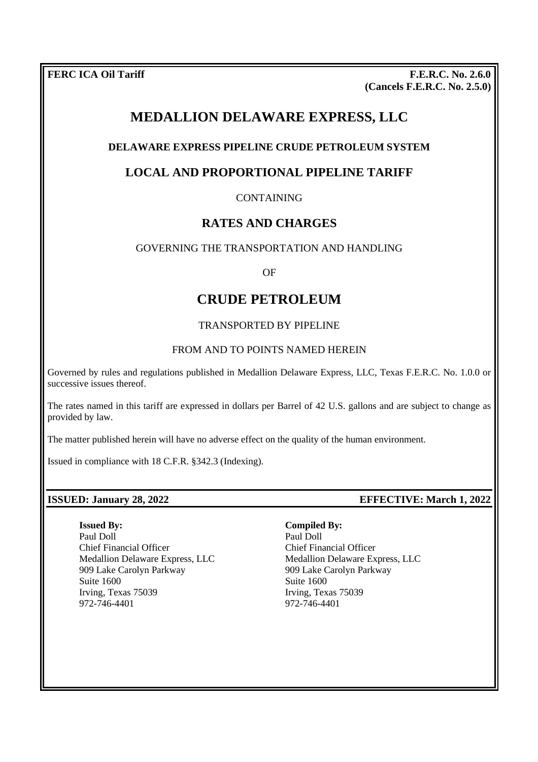**FERC ICA Oil Tariff**

**F.E.R.C. No. 2.6.0**
**(Cancels F.E.R.C. No. 2.5.0)**

# MEDALLION DELAWARE EXPRESS, LLC

### DELAWARE EXPRESS PIPELINE CRUDE PETROLEUM SYSTEM

## LOCAL AND PROPORTIONAL PIPELINE TARIFF

CONTAINING

## RATES AND CHARGES

GOVERNING THE TRANSPORTATION AND HANDLING

OF

# CRUDE PETROLEUM

TRANSPORTED BY PIPELINE

FROM AND TO POINTS NAMED HEREIN

Governed by rules and regulations published in Medallion Delaware Express, LLC, Texas F.E.R.C. No. 1.0.0 or successive issues thereof.

The rates named in this tariff are expressed in dollars per Barrel of 42 U.S. gallons and are subject to change as provided by law.

The matter published herein will have no adverse effect on the quality of the human environment.

Issued in compliance with 18 C.F.R. §342.3 (Indexing).

**ISSUED: January 28, 2022** **EFFECTIVE: March 1, 2022**

**Issued By:**
Paul Doll
Chief Financial Officer
Medallion Delaware Express, LLC
909 Lake Carolyn Parkway
Suite 1600
Irving, Texas 75039
972-746-4401

**Compiled By:**
Paul Doll
Chief Financial Officer
Medallion Delaware Express, LLC
909 Lake Carolyn Parkway
Suite 1600
Irving, Texas 75039
972-746-4401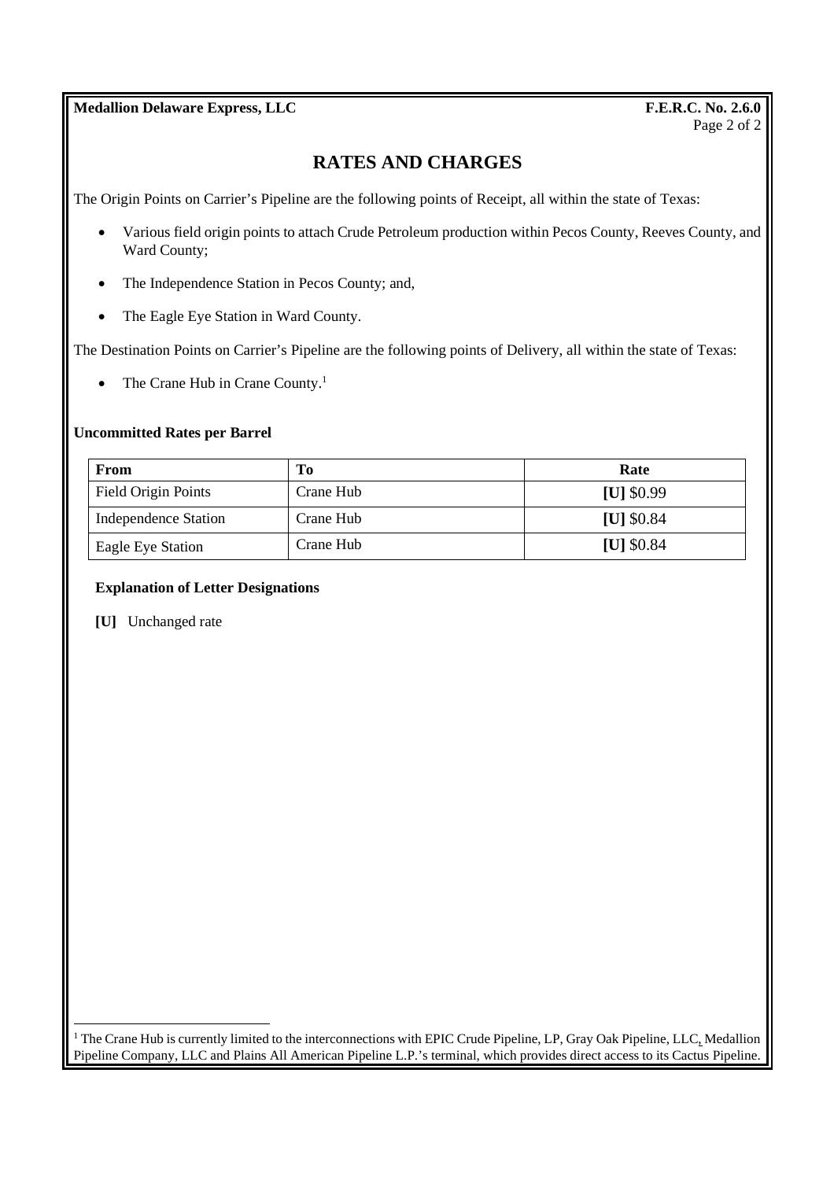# RATES AND CHARGES

The Origin Points on Carrier's Pipeline are the following points of Receipt, all within the state of Texas:

- Various field origin points to attach Crude Petroleum production within Pecos County, Reeves County, and Ward County;
- The Independence Station in Pecos County; and,
- The Eagle Eye Station in Ward County.

The Destination Points on Carrier's Pipeline are the following points of Delivery, all within the state of Texas:

- The Crane Hub in Crane County.[1]

**Uncommitted Rates per Barrel**

| From | To | Rate |
|---|---|---|
| Field Origin Points | Crane Hub | **[U]** $0.99 |
| Independence Station | Crane Hub | **[U]** $0.84 |
| Eagle Eye Station | Crane Hub | **[U]** $0.84 |

**Explanation of Letter Designations**

**[U]** Unchanged rate

[1] The Crane Hub is currently limited to the interconnections with EPIC Crude Pipeline, LP, Gray Oak Pipeline, LLC, Medallion Pipeline Company, LLC and Plains All American Pipeline L.P.'s terminal, which provides direct access to its Cactus Pipeline.